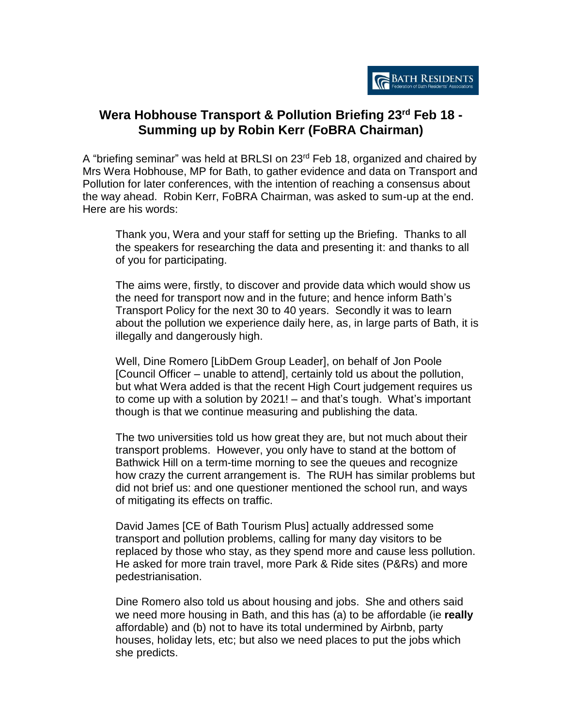BATH RESIDENTS
Federation of Bath Residents' Associations

## Wera Hobhouse Transport & Pollution Briefing 23rd Feb 18 - Summing up by Robin Kerr (FoBRA Chairman)

A "briefing seminar" was held at BRLSI on 23rd Feb 18, organized and chaired by Mrs Wera Hobhouse, MP for Bath, to gather evidence and data on Transport and Pollution for later conferences, with the intention of reaching a consensus about the way ahead. Robin Kerr, FoBRA Chairman, was asked to sum-up at the end. Here are his words:

> Thank you, Wera and your staff for setting up the Briefing. Thanks to all the speakers for researching the data and presenting it: and thanks to all of you for participating.
>
> The aims were, firstly, to discover and provide data which would show us the need for transport now and in the future; and hence inform Bath's Transport Policy for the next 30 to 40 years. Secondly it was to learn about the pollution we experience daily here, as, in large parts of Bath, it is illegally and dangerously high.
>
> Well, Dine Romero [LibDem Group Leader], on behalf of Jon Poole [Council Officer – unable to attend], certainly told us about the pollution, but what Wera added is that the recent High Court judgement requires us to come up with a solution by 2021! – and that's tough. What's important though is that we continue measuring and publishing the data.
>
> The two universities told us how great they are, but not much about their transport problems. However, you only have to stand at the bottom of Bathwick Hill on a term-time morning to see the queues and recognize how crazy the current arrangement is. The RUH has similar problems but did not brief us: and one questioner mentioned the school run, and ways of mitigating its effects on traffic.
>
> David James [CE of Bath Tourism Plus] actually addressed some transport and pollution problems, calling for many day visitors to be replaced by those who stay, as they spend more and cause less pollution. He asked for more train travel, more Park & Ride sites (P&Rs) and more pedestrianisation.
>
> Dine Romero also told us about housing and jobs. She and others said we need more housing in Bath, and this has (a) to be affordable (ie **really** affordable) and (b) not to have its total undermined by Airbnb, party houses, holiday lets, etc; but also we need places to put the jobs which she predicts.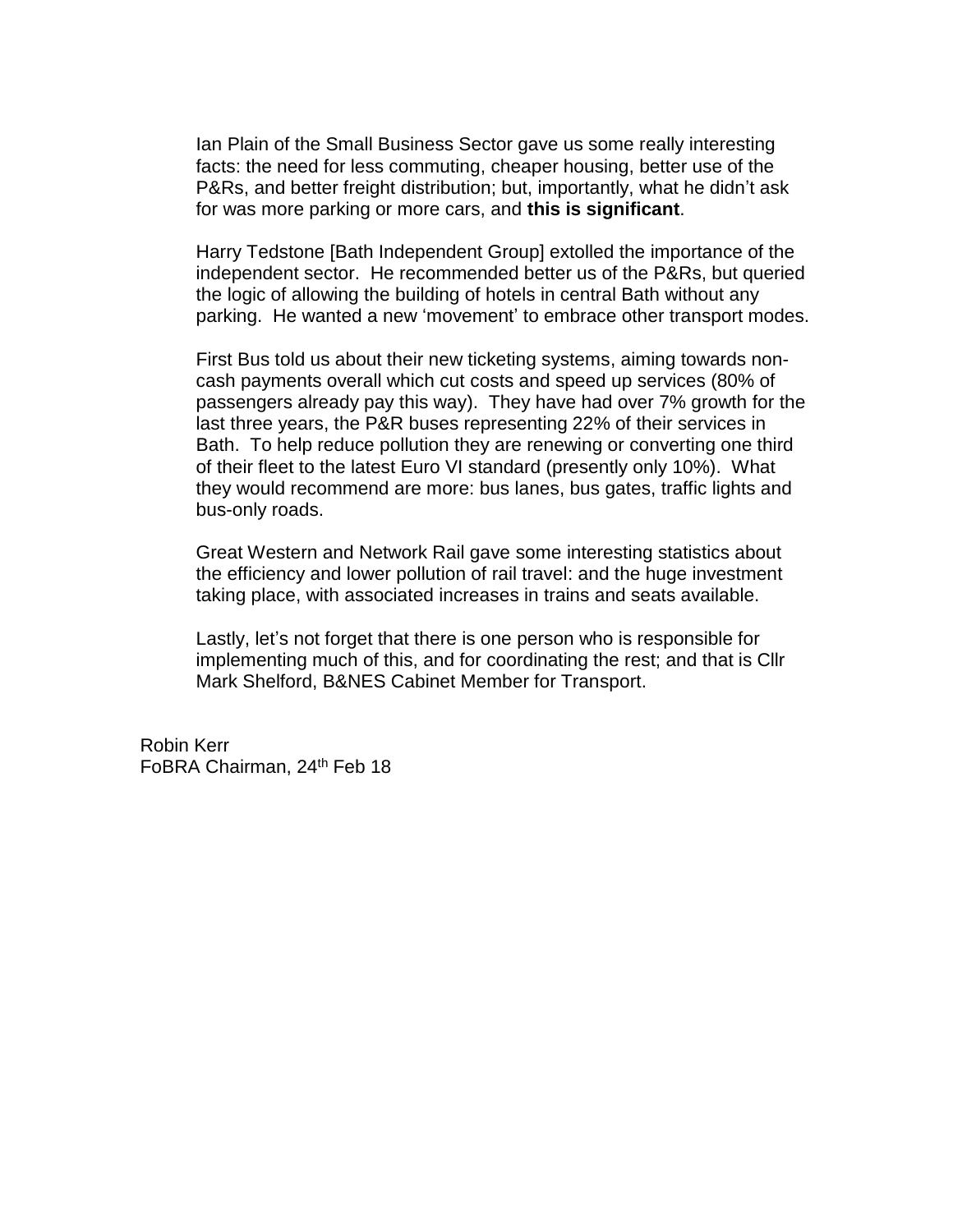Ian Plain of the Small Business Sector gave us some really interesting facts: the need for less commuting, cheaper housing, better use of the P&Rs, and better freight distribution; but, importantly, what he didn't ask for was more parking or more cars, and **this is significant**.

Harry Tedstone [Bath Independent Group] extolled the importance of the independent sector. He recommended better us of the P&Rs, but queried the logic of allowing the building of hotels in central Bath without any parking. He wanted a new 'movement' to embrace other transport modes.

First Bus told us about their new ticketing systems, aiming towards non-cash payments overall which cut costs and speed up services (80% of passengers already pay this way). They have had over 7% growth for the last three years, the P&R buses representing 22% of their services in Bath. To help reduce pollution they are renewing or converting one third of their fleet to the latest Euro VI standard (presently only 10%). What they would recommend are more: bus lanes, bus gates, traffic lights and bus-only roads.

Great Western and Network Rail gave some interesting statistics about the efficiency and lower pollution of rail travel: and the huge investment taking place, with associated increases in trains and seats available.

Lastly, let's not forget that there is one person who is responsible for implementing much of this, and for coordinating the rest; and that is Cllr Mark Shelford, B&NES Cabinet Member for Transport.

Robin Kerr
FoBRA Chairman, 24th Feb 18